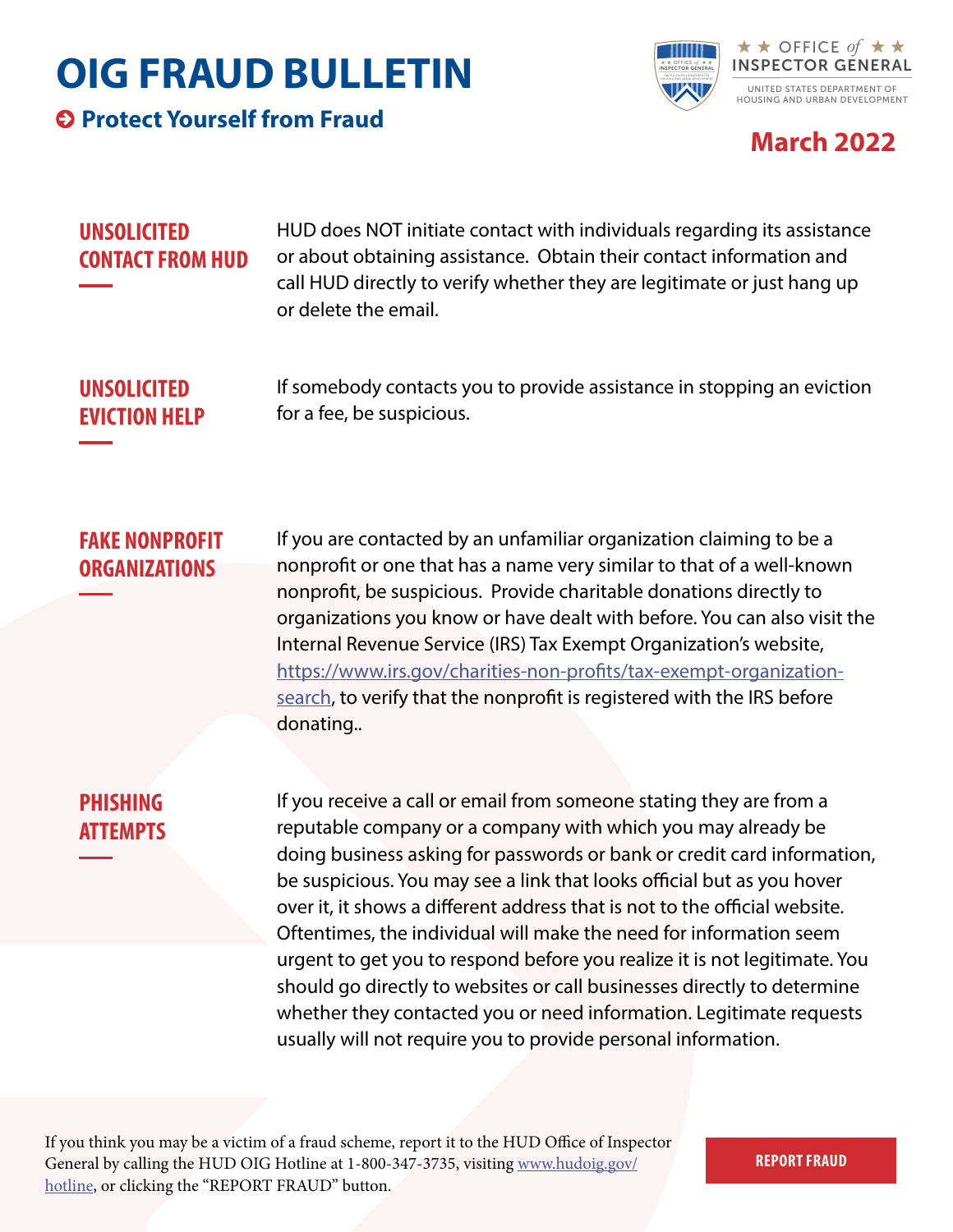# OIG FRAUD BULLETIN

## Protect Yourself from Fraud

★ ★ OFFICE *of* ★ ★
INSPECTOR GENERAL
UNITED STATES DEPARTMENT OF HOUSING AND URBAN DEVELOPMENT

**March 2022**

### UNSOLICITED CONTACT FROM HUD

HUD does NOT initiate contact with individuals regarding its assistance or about obtaining assistance. Obtain their contact information and call HUD directly to verify whether they are legitimate or just hang up or delete the email.

### UNSOLICITED EVICTION HELP

If somebody contacts you to provide assistance in stopping an eviction for a fee, be suspicious.

### FAKE NONPROFIT ORGANIZATIONS

If you are contacted by an unfamiliar organization claiming to be a nonprofit or one that has a name very similar to that of a well-known nonprofit, be suspicious. Provide charitable donations directly to organizations you know or have dealt with before. You can also visit the Internal Revenue Service (IRS) Tax Exempt Organization's website, https://www.irs.gov/charities-non-profits/tax-exempt-organization-search, to verify that the nonprofit is registered with the IRS before donating..

### PHISHING ATTEMPTS

If you receive a call or email from someone stating they are from a reputable company or a company with which you may already be doing business asking for passwords or bank or credit card information, be suspicious. You may see a link that looks official but as you hover over it, it shows a different address that is not to the official website. Oftentimes, the individual will make the need for information seem urgent to get you to respond before you realize it is not legitimate. You should go directly to websites or call businesses directly to determine whether they contacted you or need information. Legitimate requests usually will not require you to provide personal information.

If you think you may be a victim of a fraud scheme, report it to the HUD Office of Inspector General by calling the HUD OIG Hotline at 1-800-347-3735, visiting www.hudoig.gov/hotline, or clicking the "REPORT FRAUD" button.

**REPORT FRAUD**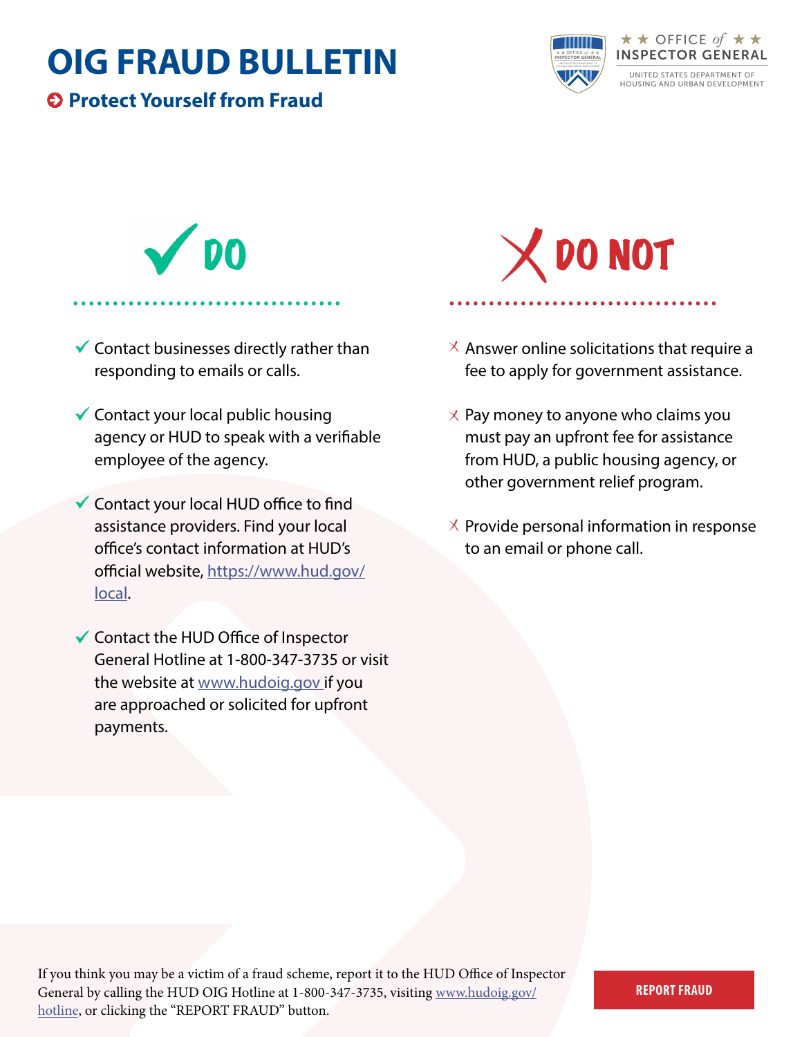# OIG FRAUD BULLETIN

**➔ Protect Yourself from Fraud**

★ ★ OFFICE of ★ ★ INSPECTOR GENERAL
UNITED STATES DEPARTMENT OF HOUSING AND URBAN DEVELOPMENT

## ✓ DO

- ✓ Contact businesses directly rather than responding to emails or calls.
- ✓ Contact your local public housing agency or HUD to speak with a verifiable employee of the agency.
- ✓ Contact your local HUD office to find assistance providers. Find your local office's contact information at HUD's official website, https://www.hud.gov/local.
- ✓ Contact the HUD Office of Inspector General Hotline at 1-800-347-3735 or visit the website at www.hudoig.gov if you are approached or solicited for upfront payments.

## ✗ DO NOT

- ✗ Answer online solicitations that require a fee to apply for government assistance.
- ✗ Pay money to anyone who claims you must pay an upfront fee for assistance from HUD, a public housing agency, or other government relief program.
- ✗ Provide personal information in response to an email or phone call.

If you think you may be a victim of a fraud scheme, report it to the HUD Office of Inspector General by calling the HUD OIG Hotline at 1-800-347-3735, visiting www.hudoig.gov/hotline, or clicking the "REPORT FRAUD" button.

**REPORT FRAUD**